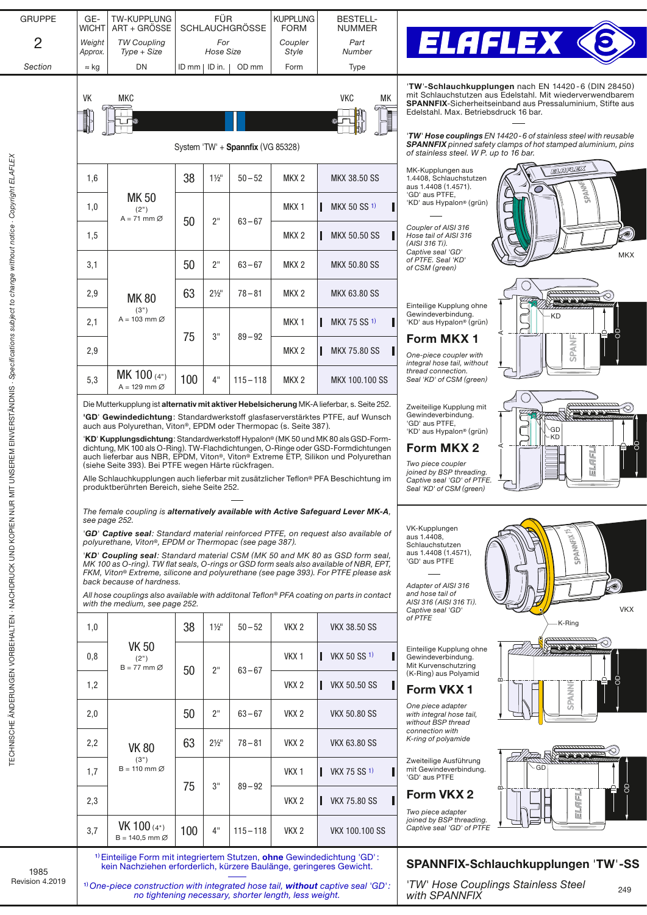| GRUPPE 2 Section | GE-WICHT Weight Approx. ≈ kg | TW-KUPPLUNG ART + GRÖSSE TW Coupling Type + Size DN | FÜR SCHLAUCHGRÖSSE For Hose Size ID mm | ID in. | OD mm | KUPPLUNG FORM Coupler Style Form | BESTELL-NUMMER Part Number Type |
|---|---|---|---|---|---|---|---|
| | 1,6 | MK 50 (2") A = 71 mm Ø | 38 | 1½" | 50 – 52 | MKX 2 | MKX 38.50 SS |
| | 1,0 | | 50 | 2" | 63 – 67 | MKX 1 | MKX 50 SS [1] |
| | 1,5 | | | | | MKX 2 | MKX 50.50 SS |
| | 3,1 | MK 80 (3") A = 103 mm Ø | 50 | 2" | 63 – 67 | MKX 2 | MKX 50.80 SS |
| | 2,9 | | 63 | 2½" | 78 – 81 | MKX 2 | MKX 63.80 SS |
| | 2,1 | | 75 | 3" | 89 – 92 | MKX 1 | MKX 75 SS [1] |
| | 2,9 | | | | | MKX 2 | MKX 75.80 SS |
| | 5,3 | MK 100 (4") A = 129 mm Ø | 100 | 4" | 115 – 118 | MKX 2 | MKX 100.100 SS |

System 'TW' + **Spannfix** (VG 85328)

VK MKC — VKC MK

Die Mutterkupplung ist **alternativ mit aktiver Hebelsicherung** MK-A lieferbar, s. Seite 252.

**'GD' Gewindedichtung**: Standardwerkstoff glasfaserverstärktes PTFE, auf Wunsch auch aus Polyurethan, Viton®, EPDM oder Thermopac (s. Seite 387).

**'KD' Kupplungsdichtung**: Standardwerkstoff Hypalon® (MK 50 und MK 80 als GSD-Formdichtung, MK 100 als O-Ring). TW-Flachdichtungen, O-Ringe oder GSD-Formdichtungen auch lieferbar aus NBR, EPDM, Viton®, Viton® Extreme ETP, Silikon und Polyurethan (siehe Seite 393). Bei PTFE wegen Härte rückfragen.

Alle Schlauchkupplungen auch lieferbar mit zusätzlicher Teflon® PFA Beschichtung im produktberührten Bereich, siehe Seite 252.

*The female coupling is **alternatively available with Active Safeguard Lever MK-A**, see page 252.*

*'**GD**' **Captive seal**: Standard material reinforced PTFE, on request also available of polyurethane, Viton®, EPDM or Thermopac (see page 387).*

*'**KD**' **Coupling seal**: Standard material CSM (MK 50 and MK 80 as GSD form seal, MK 100 as O-ring). TW flat seals, O-rings or GSD form seals also available of NBR, EPT, FKM, Viton® Extreme, silicone and polyurethane (see page 393). For PTFE please ask back because of hardness.*

*All hose couplings also available with additonal Teflon® PFA coating on parts in contact with the medium, see page 252.*

| Weight ≈ kg | Type + Size | ID mm | ID in. | OD mm | Form | Type |
|---|---|---|---|---|---|---|
| 1,0 | VK 50 (2") B = 77 mm Ø | 38 | 1½" | 50 – 52 | VKX 2 | VKX 38.50 SS |
| 0,8 | | 50 | 2" | 63 – 67 | VKX 1 | VKX 50 SS [1] |
| 1,2 | | | | | VKX 2 | VKX 50.50 SS |
| 2,0 | VK 80 (3") B = 110 mm Ø | 50 | 2" | 63 – 67 | VKX 2 | VKX 50.80 SS |
| 2,2 | | 63 | 2½" | 78 – 81 | VKX 2 | VKX 63.80 SS |
| 1,7 | | 75 | 3" | 89 – 92 | VKX 1 | VKX 75 SS [1] |
| 2,3 | | | | | VKX 2 | VKX 75.80 SS |
| 3,7 | VK 100 (4") B = 140,5 mm Ø | 100 | 4" | 115 – 118 | VKX 2 | VKX 100.100 SS |

[1] Einteilige Form mit integriertem Stutzen, **ohne** Gewindedichtung 'GD': kein Nachziehen erforderlich, kürzere Baulänge, geringeres Gewicht.

[1] *One-piece construction with integrated hose tail, **without** captive seal 'GD': no tightening necessary, shorter length, less weight.*

ELAFLEX

'**TW**'-**Schlauchkupplungen** nach EN 14420-6 (DIN 28450) mit Schlauchstutzen aus Edelstahl. Mit wiederverwendbarem **SPANNFIX**-Sicherheitseinband aus Pressaluminium, Stifte aus Edelstahl. Max. Betriebsdruck 16 bar.

*'**TW**' **Hose couplings** EN 14420-6 of stainless steel with reusable **SPANNFIX** pinned safety clamps of hot stamped aluminium, pins of stainless steel. W P. up to 16 bar.*

MK-Kupplungen aus 1.4408, Schlauchstutzen aus 1.4408 (1.4571). 'GD' aus PTFE, 'KD' aus Hypalon® (grün)

*Coupler of AISI 316 Hose tail of AISI 316 (AISI 316 Ti). Captive seal 'GD' of PTFE. Seal 'KD' of CSM (green)*

MKX

Einteilige Kupplung ohne Gewindeverbindung. 'KD' aus Hypalon® (grün)

## Form MKX 1

*One-piece coupler with integral hose tail, without thread connection. Seal 'KD' of CSM (green)*

Zweiteilige Kupplung mit Gewindeverbindung. 'GD' aus PTFE, 'KD' aus Hypalon® (grün)

## Form MKX 2

*Two piece coupler joined by BSP threading. Captive seal 'GD' of PTFE. Seal 'KD' of CSM (green)*

VK-Kupplungen aus 1.4408, Schlauchstutzen aus 1.4408 (1.4571), 'GD' aus PTFE

*Adapter of AISI 316 and hose tail of AISI 316 (AISI 316 Ti). Captive seal 'GD' of PTFE*

VKX

Einteilige Kupplung ohne Gewindeverbindung. Mit Kurvenschutzring (K-Ring) aus Polyamid

## Form VKX 1

*One piece adapter with integral hose tail, without BSP thread connection with K-ring of polyamide*

Zweiteilige Ausführung mit Gewindeverbindung. 'GD' aus PTFE

## Form VKX 2

*Two piece adapter joined by BSP threading. Captive seal 'GD' of PTFE*

## SPANNFIX-Schlauchkupplungen 'TW'-SS

*'TW' Hose Couplings Stainless Steel with SPANNFIX*

1985 Revision 4.2019

TECHNISCHE ÄNDERUNGEN VORBEHALTEN · NACHDRUCK UND KOPIEN NUR MIT UNSEREM EINVERSTÄNDNIS · Specifications subject to change without notice · Copyright ELAFLEX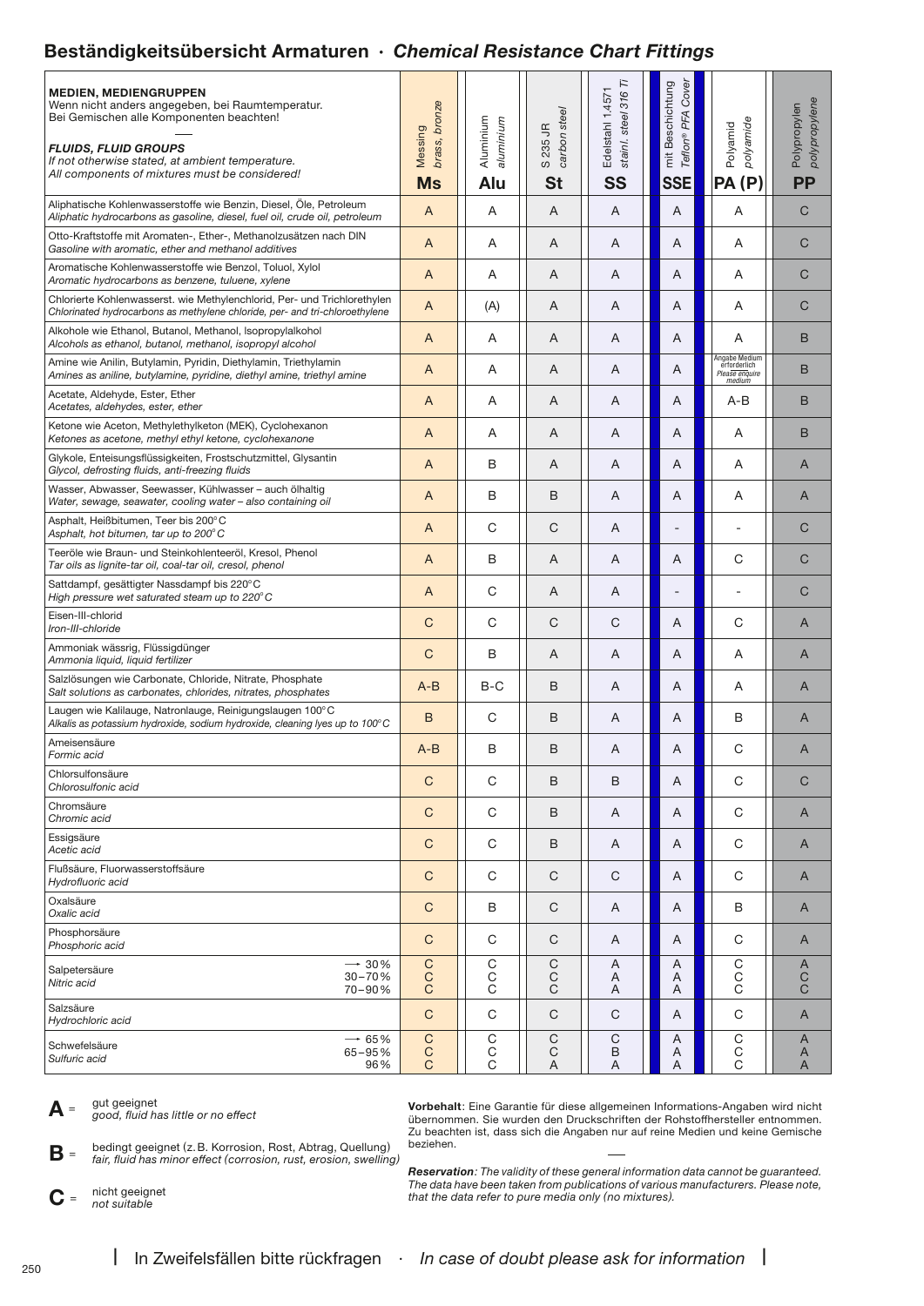## Beständigkeitsübersicht Armaturen · *Chemical Resistance Chart Fittings*

| **MEDIEN, MEDIENGRUPPEN** Wenn nicht anders angegeben, bei Raumtemperatur. Bei Gemischen alle Komponenten beachten! — ***FLUIDS, FLUID GROUPS*** *If not otherwise stated, at ambient temperature. All components of mixtures must be considered!* | Messing *brass, bronze* **Ms** | Aluminium *aluminium* **Alu** | S 235 JR *carbon steel* **St** | Edelstahl 1.4571 *stainl. steel 316 Ti* **SS** | mit Beschichtung *Teflon® PFA Cover* **SSE** | Polyamid *polyamide* **PA (P)** | Polypropylen *polypropylene* **PP** |
|---|---|---|---|---|---|---|---|
| Aliphatische Kohlenwasserstoffe wie Benzin, Diesel, Öle, Petroleum *Aliphatic hydrocarbons as gasoline, diesel, fuel oil, crude oil, petroleum* | A | A | A | A | A | A | C |
| Otto-Kraftstoffe mit Aromaten-, Ether-, Methanolzusätzen nach DIN *Gasoline with aromatic, ether and methanol additives* | A | A | A | A | A | A | C |
| Aromatische Kohlenwasserstoffe wie Benzol, Toluol, Xylol *Aromatic hydrocarbons as benzene, tuluene, xylene* | A | A | A | A | A | A | C |
| Chlorierte Kohlenwasserst. wie Methylenchlorid, Per- und Trichlorethylen *Chlorinated hydrocarbons as methylene chloride, per- and tri-chloroethylene* | A | (A) | A | A | A | A | C |
| Alkohole wie Ethanol, Butanol, Methanol, Isopropylalkohol *Alcohols as ethanol, butanol, methanol, isopropyl alcohol* | A | A | A | A | A | A | B |
| Amine wie Anilin, Butylamin, Pyridin, Diethylamin, Triethylamin *Amines as aniline, butylamine, pyridine, diethyl amine, triethyl amine* | A | A | A | A | A | Angabe Medium erforderlich *Please enquire medium* | B |
| Acetate, Aldehyde, Ester, Ether *Acetates, aldehydes, ester, ether* | A | A | A | A | A | A-B | B |
| Ketone wie Aceton, Methylethylketon (MEK), Cyclohexanon *Ketones as acetone, methyl ethyl ketone, cyclohexanone* | A | A | A | A | A | A | B |
| Glykole, Enteisungsflüssigkeiten, Frostschutzmittel, Glysantin *Glycol, defrosting fluids, anti-freezing fluids* | A | B | A | A | A | A | A |
| Wasser, Abwasser, Seewasser, Kühlwasser – auch ölhaltig *Water, sewage, seawater, cooling water – also containing oil* | A | B | B | A | A | A | A |
| Asphalt, Heißbitumen, Teer bis 200°C *Asphalt, hot bitumen, tar up to 200°C* | A | C | C | A | - | - | C |
| Teeröle wie Braun- und Steinkohlenteeröl, Kresol, Phenol *Tar oils as lignite-tar oil, coal-tar oil, cresol, phenol* | A | B | A | A | A | C | C |
| Sattdampf, gesättigter Nassdampf bis 220°C *High pressure wet saturated steam up to 220°C* | A | C | A | A | - | - | C |
| Eisen-III-chlorid *Iron-III-chloride* | C | C | C | C | A | C | A |
| Ammoniak wässrig, Flüssigdünger *Ammonia liquid, liquid fertilizer* | C | B | A | A | A | A | A |
| Salzlösungen wie Carbonate, Chloride, Nitrate, Phosphate *Salt solutions as carbonates, chlorides, nitrates, phosphates* | A-B | B-C | B | A | A | A | A |
| Laugen wie Kalilauge, Natronlauge, Reinigungslaugen 100°C *Alkalis as potassium hydroxide, sodium hydroxide, cleaning lyes up to 100°C* | B | C | B | A | A | B | A |
| Ameisensäure *Formic acid* | A-B | B | B | A | A | C | A |
| Chlorsulfonsäure *Chlorosulfonic acid* | C | C | B | B | A | C | C |
| Chromsäure *Chromic acid* | C | C | B | A | A | C | A |
| Essigsäure *Acetic acid* | C | C | B | A | A | C | A |
| Flußsäure, Fluorwasserstoffsäure *Hydrofluoric acid* | C | C | C | C | A | C | A |
| Oxalsäure *Oxalic acid* | C | B | C | A | A | B | A |
| Phosphorsäure *Phosphoric acid* | C | C | C | A | A | C | A |
| Salpetersäure *Nitric acid* → 30% | C | C | C | A | A | C | A |
| Salpetersäure *Nitric acid* 30–70% | C | C | C | A | A | C | C |
| Salpetersäure *Nitric acid* 70–90% | C | C | C | A | A | C | C |
| Salzsäure *Hydrochloric acid* | C | C | C | C | A | C | A |
| Schwefelsäure *Sulfuric acid* → 65% | C | C | C | C | A | C | A |
| Schwefelsäure *Sulfuric acid* 65–95% | C | C | C | B | A | C | A |
| Schwefelsäure *Sulfuric acid* 96% | C | C | A | A | A | C | A |

**A** = gut geeignet *good, fluid has little or no effect*

**B** = bedingt geeignet (z. B. Korrosion, Rost, Abtrag, Quellung) *fair, fluid has minor effect (corrosion, rust, erosion, swelling)*

**C** = nicht geeignet *not suitable*

**Vorbehalt**: Eine Garantie für diese allgemeinen Informations-Angaben wird nicht übernommen. Sie wurden den Druckschriften der Rohstoffhersteller entnommen. Zu beachten ist, dass sich die Angaben nur auf reine Medien und keine Gemische beziehen.

***Reservation****: The validity of these general information data cannot be guaranteed. The data have been taken from publications of various manufacturers. Please note, that the data refer to pure media only (no mixtures).*

In Zweifelsfällen bitte rückfragen · *In case of doubt please ask for information*